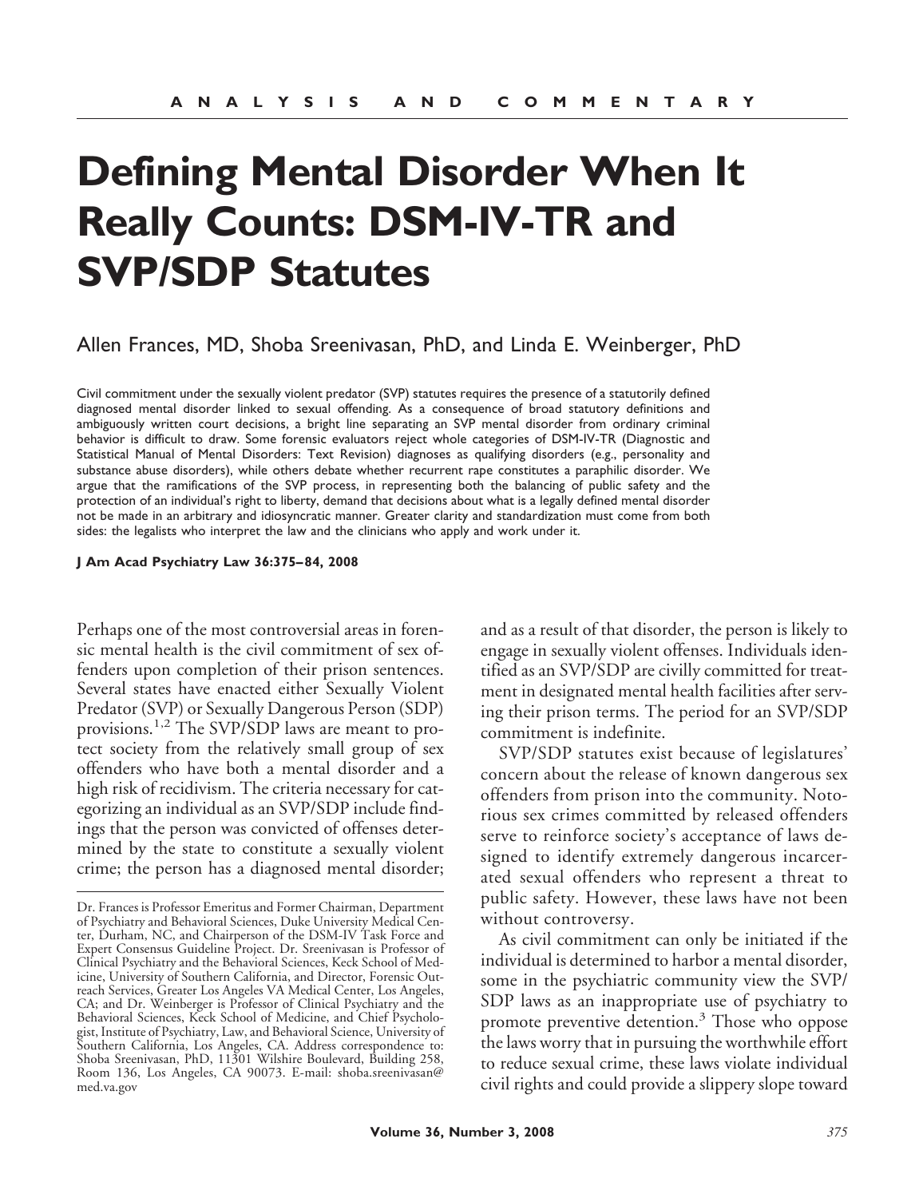ANALYSIS AND COMMENTARY

# Defining Mental Disorder When It Really Counts: DSM-IV-TR and SVP/SDP Statutes

Allen Frances, MD, Shoba Sreenivasan, PhD, and Linda E. Weinberger, PhD

Civil commitment under the sexually violent predator (SVP) statutes requires the presence of a statutorily defined diagnosed mental disorder linked to sexual offending. As a consequence of broad statutory definitions and ambiguously written court decisions, a bright line separating an SVP mental disorder from ordinary criminal behavior is difficult to draw. Some forensic evaluators reject whole categories of DSM-IV-TR (Diagnostic and Statistical Manual of Mental Disorders: Text Revision) diagnoses as qualifying disorders (e.g., personality and substance abuse disorders), while others debate whether recurrent rape constitutes a paraphilic disorder. We argue that the ramifications of the SVP process, in representing both the balancing of public safety and the protection of an individual's right to liberty, demand that decisions about what is a legally defined mental disorder not be made in an arbitrary and idiosyncratic manner. Greater clarity and standardization must come from both sides: the legalists who interpret the law and the clinicians who apply and work under it.

**J Am Acad Psychiatry Law 36:375–84, 2008**

Perhaps one of the most controversial areas in forensic mental health is the civil commitment of sex offenders upon completion of their prison sentences. Several states have enacted either Sexually Violent Predator (SVP) or Sexually Dangerous Person (SDP) provisions.[1,2] The SVP/SDP laws are meant to protect society from the relatively small group of sex offenders who have both a mental disorder and a high risk of recidivism. The criteria necessary for categorizing an individual as an SVP/SDP include findings that the person was convicted of offenses determined by the state to constitute a sexually violent crime; the person has a diagnosed mental disorder; and as a result of that disorder, the person is likely to engage in sexually violent offenses. Individuals identified as an SVP/SDP are civilly committed for treatment in designated mental health facilities after serving their prison terms. The period for an SVP/SDP commitment is indefinite.

SVP/SDP statutes exist because of legislatures' concern about the release of known dangerous sex offenders from prison into the community. Notorious sex crimes committed by released offenders serve to reinforce society's acceptance of laws designed to identify extremely dangerous incarcerated sexual offenders who represent a threat to public safety. However, these laws have not been without controversy.

As civil commitment can only be initiated if the individual is determined to harbor a mental disorder, some in the psychiatric community view the SVP/SDP laws as an inappropriate use of psychiatry to promote preventive detention.[3] Those who oppose the laws worry that in pursuing the worthwhile effort to reduce sexual crime, these laws violate individual civil rights and could provide a slippery slope toward

---

Dr. Frances is Professor Emeritus and Former Chairman, Department of Psychiatry and Behavioral Sciences, Duke University Medical Center, Durham, NC, and Chairperson of the DSM-IV Task Force and Expert Consensus Guideline Project. Dr. Sreenivasan is Professor of Clinical Psychiatry and the Behavioral Sciences, Keck School of Medicine, University of Southern California, and Director, Forensic Outreach Services, Greater Los Angeles VA Medical Center, Los Angeles, CA; and Dr. Weinberger is Professor of Clinical Psychiatry and the Behavioral Sciences, Keck School of Medicine, and Chief Psychologist, Institute of Psychiatry, Law, and Behavioral Science, University of Southern California, Los Angeles, CA. Address correspondence to: Shoba Sreenivasan, PhD, 11301 Wilshire Boulevard, Building 258, Room 136, Los Angeles, CA 90073. E-mail: shoba.sreenivasan@med.va.gov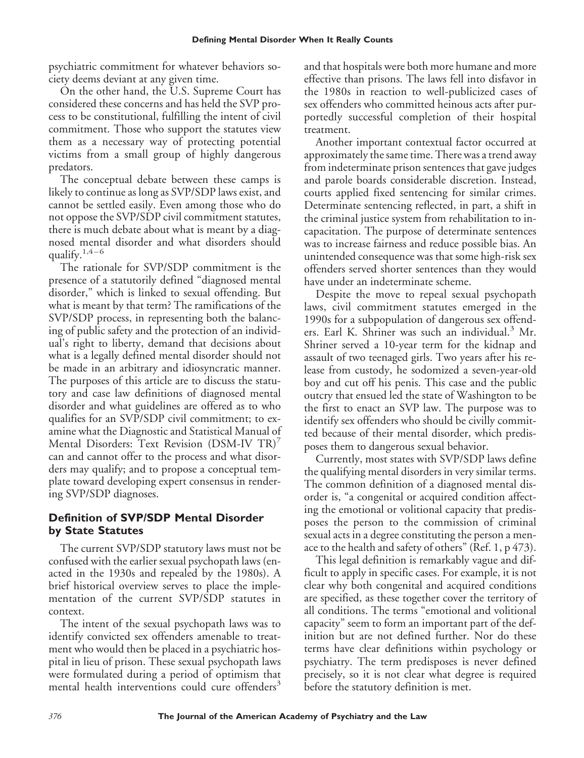psychiatric commitment for whatever behaviors society deems deviant at any given time.

On the other hand, the U.S. Supreme Court has considered these concerns and has held the SVP process to be constitutional, fulfilling the intent of civil commitment. Those who support the statutes view them as a necessary way of protecting potential victims from a small group of highly dangerous predators.

The conceptual debate between these camps is likely to continue as long as SVP/SDP laws exist, and cannot be settled easily. Even among those who do not oppose the SVP/SDP civil commitment statutes, there is much debate about what is meant by a diagnosed mental disorder and what disorders should qualify.[1,4–6]

The rationale for SVP/SDP commitment is the presence of a statutorily defined "diagnosed mental disorder," which is linked to sexual offending. But what is meant by that term? The ramifications of the SVP/SDP process, in representing both the balancing of public safety and the protection of an individual's right to liberty, demand that decisions about what is a legally defined mental disorder should not be made in an arbitrary and idiosyncratic manner. The purposes of this article are to discuss the statutory and case law definitions of diagnosed mental disorder and what guidelines are offered as to who qualifies for an SVP/SDP civil commitment; to examine what the Diagnostic and Statistical Manual of Mental Disorders: Text Revision (DSM-IV TR)[7] can and cannot offer to the process and what disorders may qualify; and to propose a conceptual template toward developing expert consensus in rendering SVP/SDP diagnoses.

## Definition of SVP/SDP Mental Disorder by State Statutes

The current SVP/SDP statutory laws must not be confused with the earlier sexual psychopath laws (enacted in the 1930s and repealed by the 1980s). A brief historical overview serves to place the implementation of the current SVP/SDP statutes in context.

The intent of the sexual psychopath laws was to identify convicted sex offenders amenable to treatment who would then be placed in a psychiatric hospital in lieu of prison. These sexual psychopath laws were formulated during a period of optimism that mental health interventions could cure offenders[3] and that hospitals were both more humane and more effective than prisons. The laws fell into disfavor in the 1980s in reaction to well-publicized cases of sex offenders who committed heinous acts after purportedly successful completion of their hospital treatment.

Another important contextual factor occurred at approximately the same time. There was a trend away from indeterminate prison sentences that gave judges and parole boards considerable discretion. Instead, courts applied fixed sentencing for similar crimes. Determinate sentencing reflected, in part, a shift in the criminal justice system from rehabilitation to incapacitation. The purpose of determinate sentences was to increase fairness and reduce possible bias. An unintended consequence was that some high-risk sex offenders served shorter sentences than they would have under an indeterminate scheme.

Despite the move to repeal sexual psychopath laws, civil commitment statutes emerged in the 1990s for a subpopulation of dangerous sex offenders. Earl K. Shriner was such an individual.[3] Mr. Shriner served a 10-year term for the kidnap and assault of two teenaged girls. Two years after his release from custody, he sodomized a seven-year-old boy and cut off his penis. This case and the public outcry that ensued led the state of Washington to be the first to enact an SVP law. The purpose was to identify sex offenders who should be civilly committed because of their mental disorder, which predisposes them to dangerous sexual behavior.

Currently, most states with SVP/SDP laws define the qualifying mental disorders in very similar terms. The common definition of a diagnosed mental disorder is, "a congenital or acquired condition affecting the emotional or volitional capacity that predisposes the person to the commission of criminal sexual acts in a degree constituting the person a menace to the health and safety of others" (Ref. 1, p 473).

This legal definition is remarkably vague and difficult to apply in specific cases. For example, it is not clear why both congenital and acquired conditions are specified, as these together cover the territory of all conditions. The terms "emotional and volitional capacity" seem to form an important part of the definition but are not defined further. Nor do these terms have clear definitions within psychology or psychiatry. The term predisposes is never defined precisely, so it is not clear what degree is required before the statutory definition is met.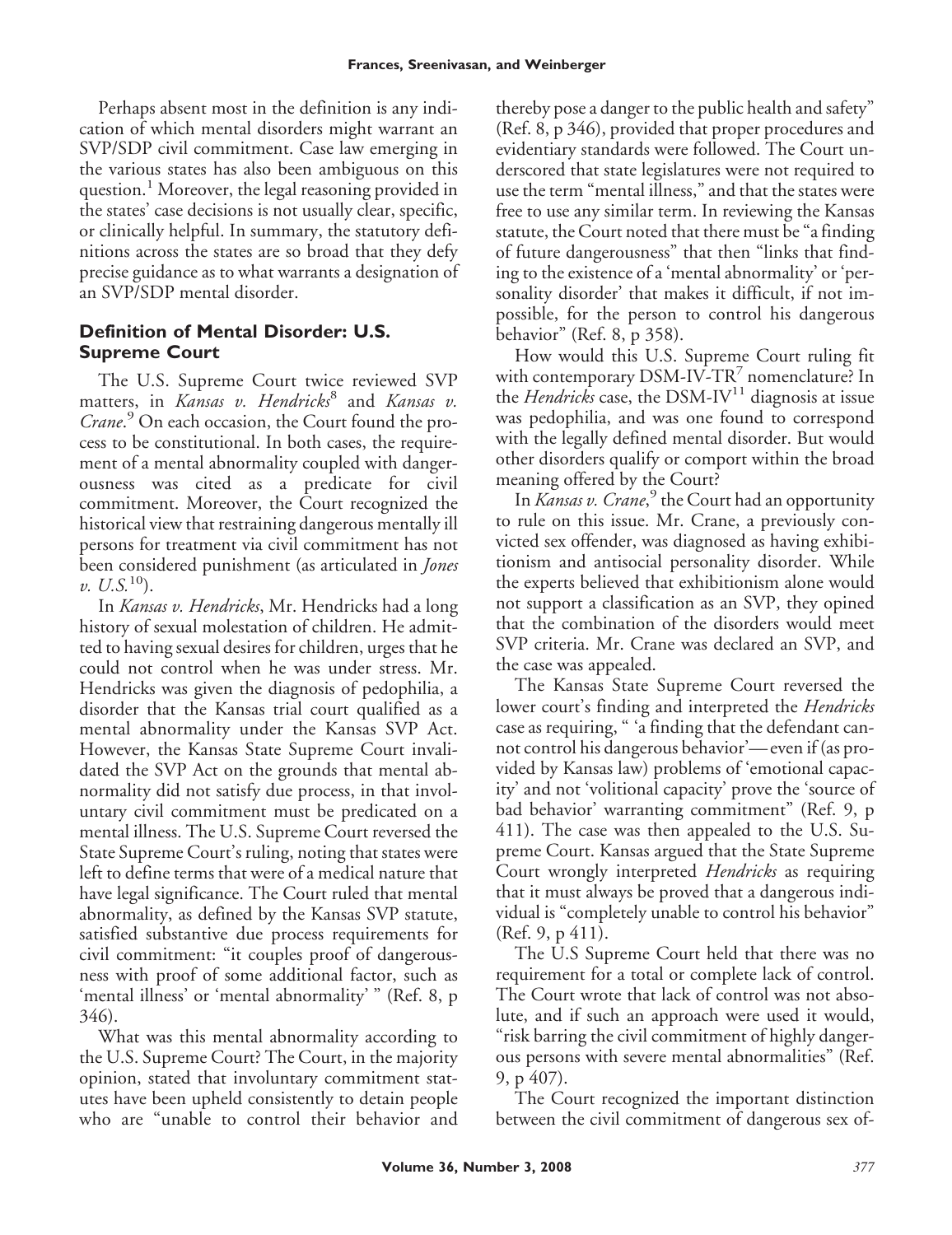Perhaps absent most in the definition is any indication of which mental disorders might warrant an SVP/SDP civil commitment. Case law emerging in the various states has also been ambiguous on this question.[1] Moreover, the legal reasoning provided in the states' case decisions is not usually clear, specific, or clinically helpful. In summary, the statutory definitions across the states are so broad that they defy precise guidance as to what warrants a designation of an SVP/SDP mental disorder.

## Definition of Mental Disorder: U.S. Supreme Court

The U.S. Supreme Court twice reviewed SVP matters, in *Kansas v. Hendricks*[8] and *Kansas v. Crane*.[9] On each occasion, the Court found the process to be constitutional. In both cases, the requirement of a mental abnormality coupled with dangerousness was cited as a predicate for civil commitment. Moreover, the Court recognized the historical view that restraining dangerous mentally ill persons for treatment via civil commitment has not been considered punishment (as articulated in *Jones v. U.S.*[10]).

In *Kansas v. Hendricks*, Mr. Hendricks had a long history of sexual molestation of children. He admitted to having sexual desires for children, urges that he could not control when he was under stress. Mr. Hendricks was given the diagnosis of pedophilia, a disorder that the Kansas trial court qualified as a mental abnormality under the Kansas SVP Act. However, the Kansas State Supreme Court invalidated the SVP Act on the grounds that mental abnormality did not satisfy due process, in that involuntary civil commitment must be predicated on a mental illness. The U.S. Supreme Court reversed the State Supreme Court's ruling, noting that states were left to define terms that were of a medical nature that have legal significance. The Court ruled that mental abnormality, as defined by the Kansas SVP statute, satisfied substantive due process requirements for civil commitment: "it couples proof of dangerousness with proof of some additional factor, such as 'mental illness' or 'mental abnormality' " (Ref. 8, p 346).

What was this mental abnormality according to the U.S. Supreme Court? The Court, in the majority opinion, stated that involuntary commitment statutes have been upheld consistently to detain people who are "unable to control their behavior and thereby pose a danger to the public health and safety" (Ref. 8, p 346), provided that proper procedures and evidentiary standards were followed. The Court underscored that state legislatures were not required to use the term "mental illness," and that the states were free to use any similar term. In reviewing the Kansas statute, the Court noted that there must be "a finding of future dangerousness" that then "links that finding to the existence of a 'mental abnormality' or 'personality disorder' that makes it difficult, if not impossible, for the person to control his dangerous behavior" (Ref. 8, p 358).

How would this U.S. Supreme Court ruling fit with contemporary DSM-IV-TR[7] nomenclature? In the *Hendricks* case, the DSM-IV[11] diagnosis at issue was pedophilia, and was one found to correspond with the legally defined mental disorder. But would other disorders qualify or comport within the broad meaning offered by the Court?

In *Kansas v. Crane*,[9] the Court had an opportunity to rule on this issue. Mr. Crane, a previously convicted sex offender, was diagnosed as having exhibitionism and antisocial personality disorder. While the experts believed that exhibitionism alone would not support a classification as an SVP, they opined that the combination of the disorders would meet SVP criteria. Mr. Crane was declared an SVP, and the case was appealed.

The Kansas State Supreme Court reversed the lower court's finding and interpreted the *Hendricks* case as requiring, " 'a finding that the defendant cannot control his dangerous behavior'—even if (as provided by Kansas law) problems of 'emotional capacity' and not 'volitional capacity' prove the 'source of bad behavior' warranting commitment" (Ref. 9, p 411). The case was then appealed to the U.S. Supreme Court. Kansas argued that the State Supreme Court wrongly interpreted *Hendricks* as requiring that it must always be proved that a dangerous individual is "completely unable to control his behavior" (Ref. 9, p 411).

The U.S Supreme Court held that there was no requirement for a total or complete lack of control. The Court wrote that lack of control was not absolute, and if such an approach were used it would, "risk barring the civil commitment of highly dangerous persons with severe mental abnormalities" (Ref. 9, p 407).

The Court recognized the important distinction between the civil commitment of dangerous sex of-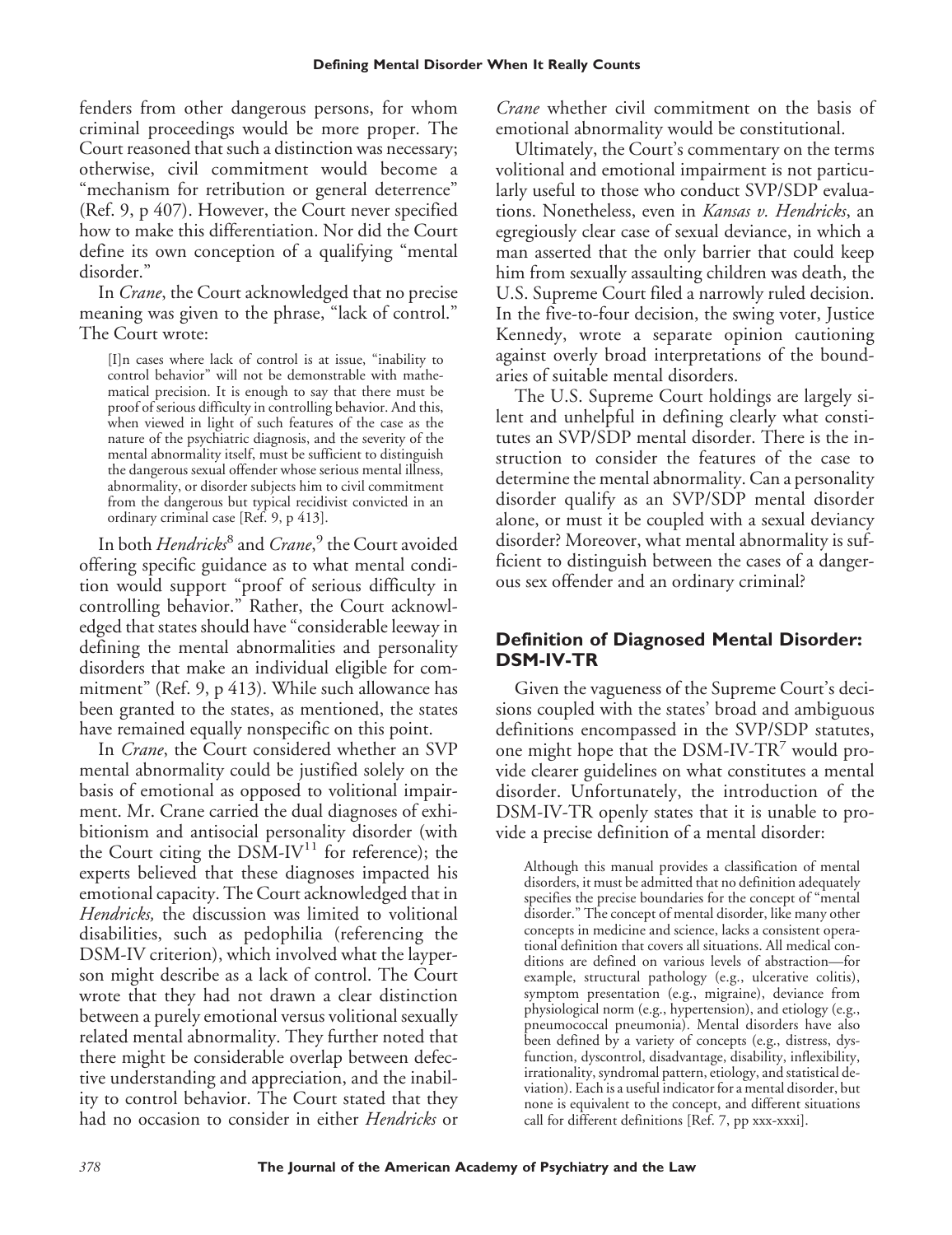fenders from other dangerous persons, for whom criminal proceedings would be more proper. The Court reasoned that such a distinction was necessary; otherwise, civil commitment would become a "mechanism for retribution or general deterrence" (Ref. 9, p 407). However, the Court never specified how to make this differentiation. Nor did the Court define its own conception of a qualifying "mental disorder."

In *Crane*, the Court acknowledged that no precise meaning was given to the phrase, "lack of control." The Court wrote:

> [I]n cases where lack of control is at issue, "inability to control behavior" will not be demonstrable with mathematical precision. It is enough to say that there must be proof of serious difficulty in controlling behavior. And this, when viewed in light of such features of the case as the nature of the psychiatric diagnosis, and the severity of the mental abnormality itself, must be sufficient to distinguish the dangerous sexual offender whose serious mental illness, abnormality, or disorder subjects him to civil commitment from the dangerous but typical recidivist convicted in an ordinary criminal case [Ref. 9, p 413].

In both *Hendricks*[8] and *Crane*,[9] the Court avoided offering specific guidance as to what mental condition would support "proof of serious difficulty in controlling behavior." Rather, the Court acknowledged that states should have "considerable leeway in defining the mental abnormalities and personality disorders that make an individual eligible for commitment" (Ref. 9, p 413). While such allowance has been granted to the states, as mentioned, the states have remained equally nonspecific on this point.

In *Crane*, the Court considered whether an SVP mental abnormality could be justified solely on the basis of emotional as opposed to volitional impairment. Mr. Crane carried the dual diagnoses of exhibitionism and antisocial personality disorder (with the Court citing the DSM-IV[11] for reference); the experts believed that these diagnoses impacted his emotional capacity. The Court acknowledged that in *Hendricks,* the discussion was limited to volitional disabilities, such as pedophilia (referencing the DSM-IV criterion), which involved what the layperson might describe as a lack of control. The Court wrote that they had not drawn a clear distinction between a purely emotional versus volitional sexually related mental abnormality. They further noted that there might be considerable overlap between defective understanding and appreciation, and the inability to control behavior. The Court stated that they had no occasion to consider in either *Hendricks* or *Crane* whether civil commitment on the basis of emotional abnormality would be constitutional.

Ultimately, the Court's commentary on the terms volitional and emotional impairment is not particularly useful to those who conduct SVP/SDP evaluations. Nonetheless, even in *Kansas v. Hendricks*, an egregiously clear case of sexual deviance, in which a man asserted that the only barrier that could keep him from sexually assaulting children was death, the U.S. Supreme Court filed a narrowly ruled decision. In the five-to-four decision, the swing voter, Justice Kennedy, wrote a separate opinion cautioning against overly broad interpretations of the boundaries of suitable mental disorders.

The U.S. Supreme Court holdings are largely silent and unhelpful in defining clearly what constitutes an SVP/SDP mental disorder. There is the instruction to consider the features of the case to determine the mental abnormality. Can a personality disorder qualify as an SVP/SDP mental disorder alone, or must it be coupled with a sexual deviancy disorder? Moreover, what mental abnormality is sufficient to distinguish between the cases of a dangerous sex offender and an ordinary criminal?

## Definition of Diagnosed Mental Disorder: DSM-IV-TR

Given the vagueness of the Supreme Court's decisions coupled with the states' broad and ambiguous definitions encompassed in the SVP/SDP statutes, one might hope that the DSM-IV-TR[7] would provide clearer guidelines on what constitutes a mental disorder. Unfortunately, the introduction of the DSM-IV-TR openly states that it is unable to provide a precise definition of a mental disorder:

> Although this manual provides a classification of mental disorders, it must be admitted that no definition adequately specifies the precise boundaries for the concept of "mental disorder." The concept of mental disorder, like many other concepts in medicine and science, lacks a consistent operational definition that covers all situations. All medical conditions are defined on various levels of abstraction—for example, structural pathology (e.g., ulcerative colitis), symptom presentation (e.g., migraine), deviance from physiological norm (e.g., hypertension), and etiology (e.g., pneumococcal pneumonia). Mental disorders have also been defined by a variety of concepts (e.g., distress, dysfunction, dyscontrol, disadvantage, disability, inflexibility, irrationality, syndromal pattern, etiology, and statistical deviation). Each is a useful indicator for a mental disorder, but none is equivalent to the concept, and different situations call for different definitions [Ref. 7, pp xxx-xxxi].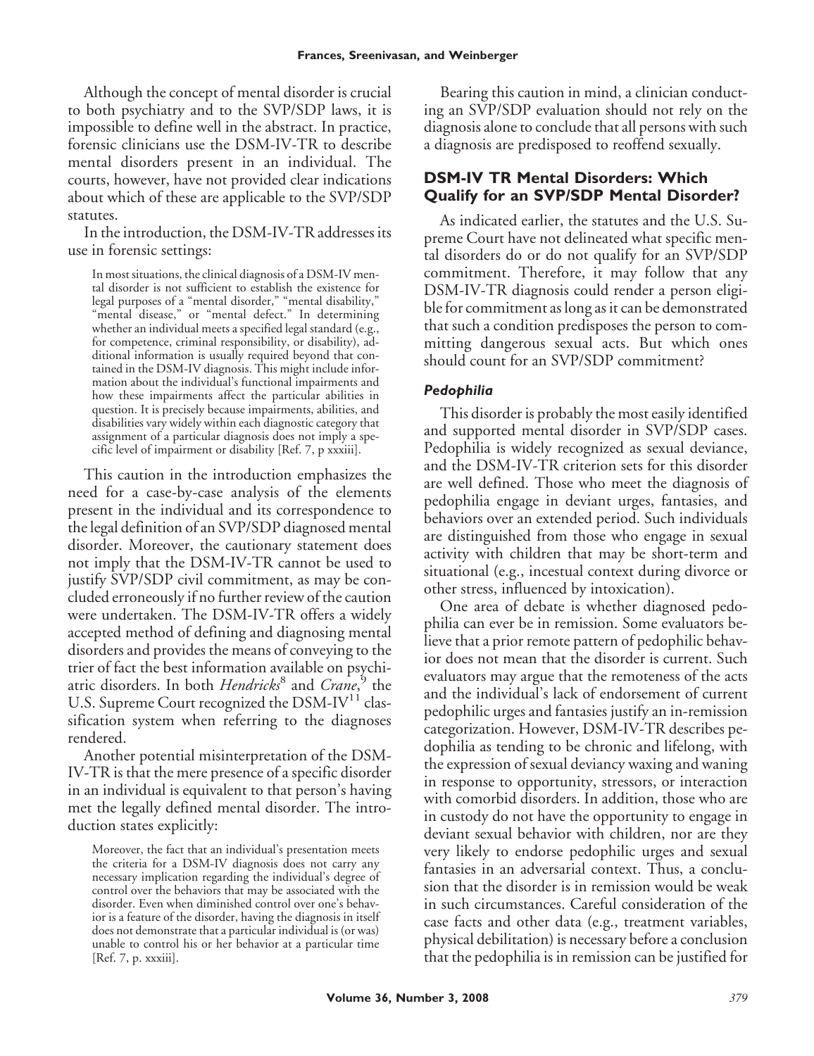Although the concept of mental disorder is crucial to both psychiatry and to the SVP/SDP laws, it is impossible to define well in the abstract. In practice, forensic clinicians use the DSM-IV-TR to describe mental disorders present in an individual. The courts, however, have not provided clear indications about which of these are applicable to the SVP/SDP statutes.

In the introduction, the DSM-IV-TR addresses its use in forensic settings:

> In most situations, the clinical diagnosis of a DSM-IV mental disorder is not sufficient to establish the existence for legal purposes of a "mental disorder," "mental disability," "mental disease," or "mental defect." In determining whether an individual meets a specified legal standard (e.g., for competence, criminal responsibility, or disability), additional information is usually required beyond that contained in the DSM-IV diagnosis. This might include information about the individual's functional impairments and how these impairments affect the particular abilities in question. It is precisely because impairments, abilities, and disabilities vary widely within each diagnostic category that assignment of a particular diagnosis does not imply a specific level of impairment or disability [Ref. 7, p xxxiii].

This caution in the introduction emphasizes the need for a case-by-case analysis of the elements present in the individual and its correspondence to the legal definition of an SVP/SDP diagnosed mental disorder. Moreover, the cautionary statement does not imply that the DSM-IV-TR cannot be used to justify SVP/SDP civil commitment, as may be concluded erroneously if no further review of the caution were undertaken. The DSM-IV-TR offers a widely accepted method of defining and diagnosing mental disorders and provides the means of conveying to the trier of fact the best information available on psychiatric disorders. In both *Hendricks*[8] and *Crane*,[9] the U.S. Supreme Court recognized the DSM-IV[11] classification system when referring to the diagnoses rendered.

Another potential misinterpretation of the DSM-IV-TR is that the mere presence of a specific disorder in an individual is equivalent to that person's having met the legally defined mental disorder. The introduction states explicitly:

> Moreover, the fact that an individual's presentation meets the criteria for a DSM-IV diagnosis does not carry any necessary implication regarding the individual's degree of control over the behaviors that may be associated with the disorder. Even when diminished control over one's behavior is a feature of the disorder, having the diagnosis in itself does not demonstrate that a particular individual is (or was) unable to control his or her behavior at a particular time [Ref. 7, p. xxxiii].

Bearing this caution in mind, a clinician conducting an SVP/SDP evaluation should not rely on the diagnosis alone to conclude that all persons with such a diagnosis are predisposed to reoffend sexually.

## DSM-IV TR Mental Disorders: Which Qualify for an SVP/SDP Mental Disorder?

As indicated earlier, the statutes and the U.S. Supreme Court have not delineated what specific mental disorders do or do not qualify for an SVP/SDP commitment. Therefore, it may follow that any DSM-IV-TR diagnosis could render a person eligible for commitment as long as it can be demonstrated that such a condition predisposes the person to committing dangerous sexual acts. But which ones should count for an SVP/SDP commitment?

### *Pedophilia*

This disorder is probably the most easily identified and supported mental disorder in SVP/SDP cases. Pedophilia is widely recognized as sexual deviance, and the DSM-IV-TR criterion sets for this disorder are well defined. Those who meet the diagnosis of pedophilia engage in deviant urges, fantasies, and behaviors over an extended period. Such individuals are distinguished from those who engage in sexual activity with children that may be short-term and situational (e.g., incestual context during divorce or other stress, influenced by intoxication).

One area of debate is whether diagnosed pedophilia can ever be in remission. Some evaluators believe that a prior remote pattern of pedophilic behavior does not mean that the disorder is current. Such evaluators may argue that the remoteness of the acts and the individual's lack of endorsement of current pedophilic urges and fantasies justify an in-remission categorization. However, DSM-IV-TR describes pedophilia as tending to be chronic and lifelong, with the expression of sexual deviancy waxing and waning in response to opportunity, stressors, or interaction with comorbid disorders. In addition, those who are in custody do not have the opportunity to engage in deviant sexual behavior with children, nor are they very likely to endorse pedophilic urges and sexual fantasies in an adversarial context. Thus, a conclusion that the disorder is in remission would be weak in such circumstances. Careful consideration of the case facts and other data (e.g., treatment variables, physical debilitation) is necessary before a conclusion that the pedophilia is in remission can be justified for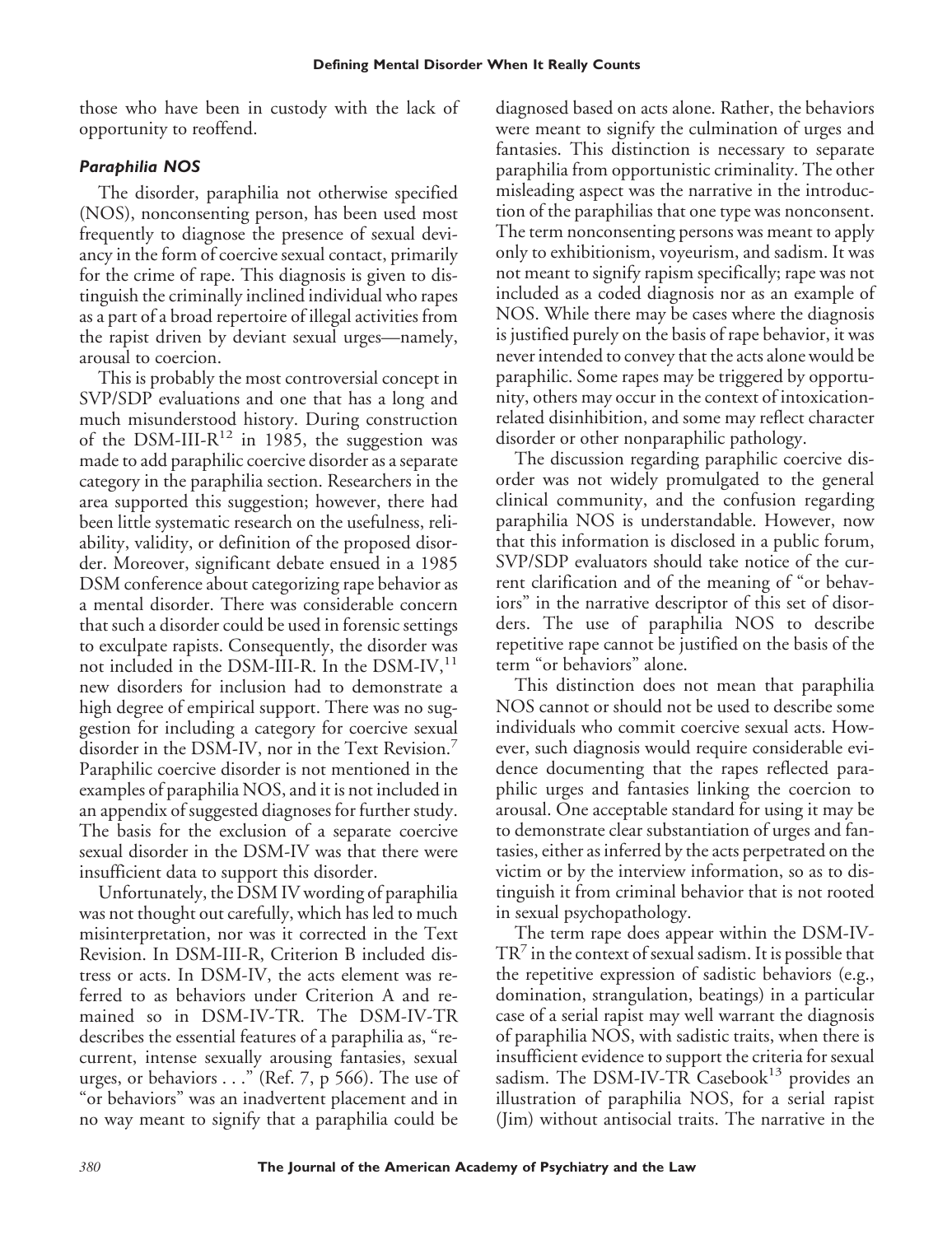those who have been in custody with the lack of opportunity to reoffend.

### *Paraphilia NOS*

The disorder, paraphilia not otherwise specified (NOS), nonconsenting person, has been used most frequently to diagnose the presence of sexual deviancy in the form of coercive sexual contact, primarily for the crime of rape. This diagnosis is given to distinguish the criminally inclined individual who rapes as a part of a broad repertoire of illegal activities from the rapist driven by deviant sexual urges—namely, arousal to coercion.

This is probably the most controversial concept in SVP/SDP evaluations and one that has a long and much misunderstood history. During construction of the DSM-III-R[12] in 1985, the suggestion was made to add paraphilic coercive disorder as a separate category in the paraphilia section. Researchers in the area supported this suggestion; however, there had been little systematic research on the usefulness, reliability, validity, or definition of the proposed disorder. Moreover, significant debate ensued in a 1985 DSM conference about categorizing rape behavior as a mental disorder. There was considerable concern that such a disorder could be used in forensic settings to exculpate rapists. Consequently, the disorder was not included in the DSM-III-R. In the DSM-IV,[11] new disorders for inclusion had to demonstrate a high degree of empirical support. There was no suggestion for including a category for coercive sexual disorder in the DSM-IV, nor in the Text Revision.[7] Paraphilic coercive disorder is not mentioned in the examples of paraphilia NOS, and it is not included in an appendix of suggested diagnoses for further study. The basis for the exclusion of a separate coercive sexual disorder in the DSM-IV was that there were insufficient data to support this disorder.

Unfortunately, the DSM IV wording of paraphilia was not thought out carefully, which has led to much misinterpretation, nor was it corrected in the Text Revision. In DSM-III-R, Criterion B included distress or acts. In DSM-IV, the acts element was referred to as behaviors under Criterion A and remained so in DSM-IV-TR. The DSM-IV-TR describes the essential features of a paraphilia as, "recurrent, intense sexually arousing fantasies, sexual urges, or behaviors . . ." (Ref. 7, p 566). The use of "or behaviors" was an inadvertent placement and in no way meant to signify that a paraphilia could be diagnosed based on acts alone. Rather, the behaviors were meant to signify the culmination of urges and fantasies. This distinction is necessary to separate paraphilia from opportunistic criminality. The other misleading aspect was the narrative in the introduction of the paraphilias that one type was nonconsent. The term nonconsenting persons was meant to apply only to exhibitionism, voyeurism, and sadism. It was not meant to signify rapism specifically; rape was not included as a coded diagnosis nor as an example of NOS. While there may be cases where the diagnosis is justified purely on the basis of rape behavior, it was never intended to convey that the acts alone would be paraphilic. Some rapes may be triggered by opportunity, others may occur in the context of intoxication-related disinhibition, and some may reflect character disorder or other nonparaphilic pathology.

The discussion regarding paraphilic coercive disorder was not widely promulgated to the general clinical community, and the confusion regarding paraphilia NOS is understandable. However, now that this information is disclosed in a public forum, SVP/SDP evaluators should take notice of the current clarification and of the meaning of "or behaviors" in the narrative descriptor of this set of disorders. The use of paraphilia NOS to describe repetitive rape cannot be justified on the basis of the term "or behaviors" alone.

This distinction does not mean that paraphilia NOS cannot or should not be used to describe some individuals who commit coercive sexual acts. However, such diagnosis would require considerable evidence documenting that the rapes reflected paraphilic urges and fantasies linking the coercion to arousal. One acceptable standard for using it may be to demonstrate clear substantiation of urges and fantasies, either as inferred by the acts perpetrated on the victim or by the interview information, so as to distinguish it from criminal behavior that is not rooted in sexual psychopathology.

The term rape does appear within the DSM-IV-TR[7] in the context of sexual sadism. It is possible that the repetitive expression of sadistic behaviors (e.g., domination, strangulation, beatings) in a particular case of a serial rapist may well warrant the diagnosis of paraphilia NOS, with sadistic traits, when there is insufficient evidence to support the criteria for sexual sadism. The DSM-IV-TR Casebook[13] provides an illustration of paraphilia NOS, for a serial rapist (Jim) without antisocial traits. The narrative in the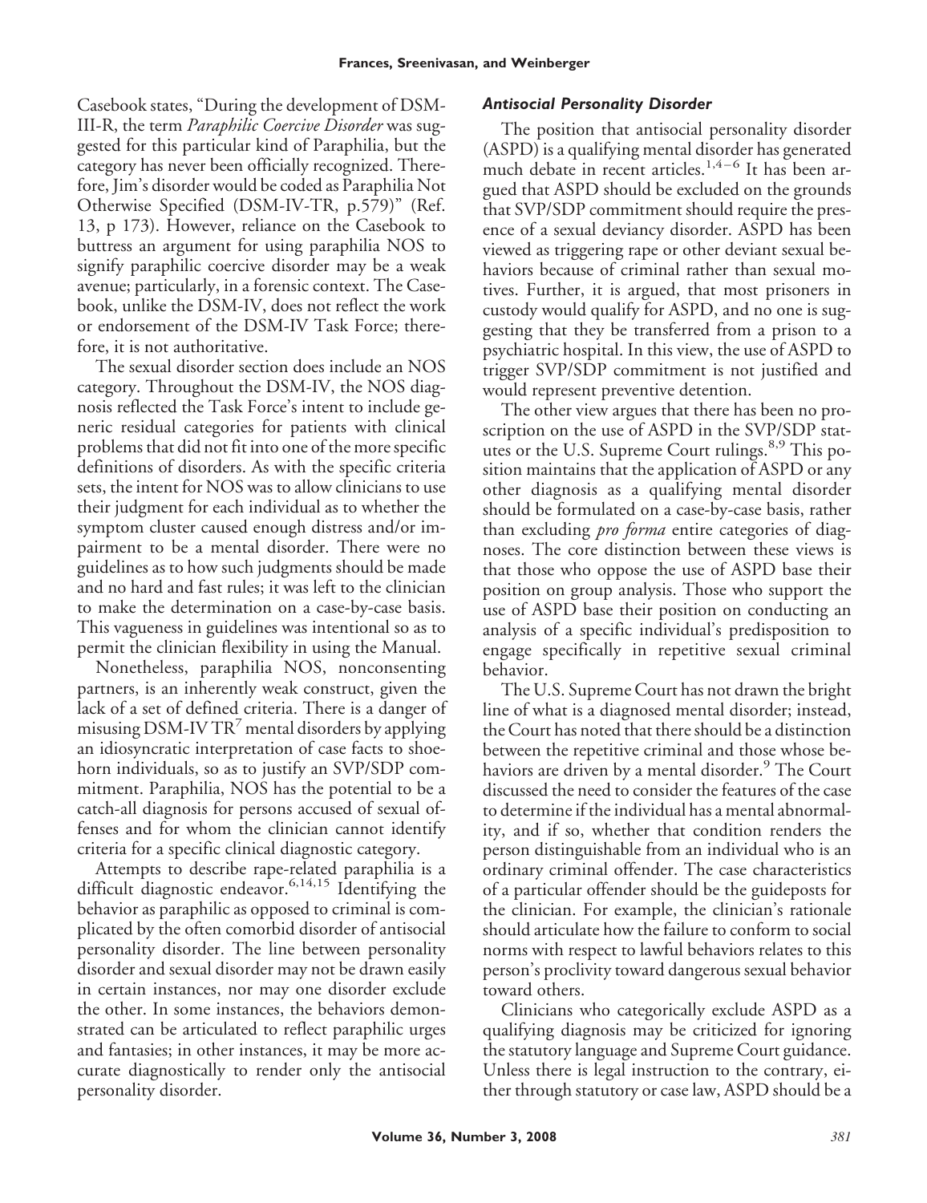Casebook states, "During the development of DSM-III-R, the term *Paraphilic Coercive Disorder* was suggested for this particular kind of Paraphilia, but the category has never been officially recognized. Therefore, Jim's disorder would be coded as Paraphilia Not Otherwise Specified (DSM-IV-TR, p.579)" (Ref. 13, p 173). However, reliance on the Casebook to buttress an argument for using paraphilia NOS to signify paraphilic coercive disorder may be a weak avenue; particularly, in a forensic context. The Casebook, unlike the DSM-IV, does not reflect the work or endorsement of the DSM-IV Task Force; therefore, it is not authoritative.

The sexual disorder section does include an NOS category. Throughout the DSM-IV, the NOS diagnosis reflected the Task Force's intent to include generic residual categories for patients with clinical problems that did not fit into one of the more specific definitions of disorders. As with the specific criteria sets, the intent for NOS was to allow clinicians to use their judgment for each individual as to whether the symptom cluster caused enough distress and/or impairment to be a mental disorder. There were no guidelines as to how such judgments should be made and no hard and fast rules; it was left to the clinician to make the determination on a case-by-case basis. This vagueness in guidelines was intentional so as to permit the clinician flexibility in using the Manual.

Nonetheless, paraphilia NOS, nonconsenting partners, is an inherently weak construct, given the lack of a set of defined criteria. There is a danger of misusing DSM-IV TR[7] mental disorders by applying an idiosyncratic interpretation of case facts to shoehorn individuals, so as to justify an SVP/SDP commitment. Paraphilia, NOS has the potential to be a catch-all diagnosis for persons accused of sexual offenses and for whom the clinician cannot identify criteria for a specific clinical diagnostic category.

Attempts to describe rape-related paraphilia is a difficult diagnostic endeavor.[6,14,15] Identifying the behavior as paraphilic as opposed to criminal is complicated by the often comorbid disorder of antisocial personality disorder. The line between personality disorder and sexual disorder may not be drawn easily in certain instances, nor may one disorder exclude the other. In some instances, the behaviors demonstrated can be articulated to reflect paraphilic urges and fantasies; in other instances, it may be more accurate diagnostically to render only the antisocial personality disorder.

### *Antisocial Personality Disorder*

The position that antisocial personality disorder (ASPD) is a qualifying mental disorder has generated much debate in recent articles.[1,4–6] It has been argued that ASPD should be excluded on the grounds that SVP/SDP commitment should require the presence of a sexual deviancy disorder. ASPD has been viewed as triggering rape or other deviant sexual behaviors because of criminal rather than sexual motives. Further, it is argued, that most prisoners in custody would qualify for ASPD, and no one is suggesting that they be transferred from a prison to a psychiatric hospital. In this view, the use of ASPD to trigger SVP/SDP commitment is not justified and would represent preventive detention.

The other view argues that there has been no proscription on the use of ASPD in the SVP/SDP statutes or the U.S. Supreme Court rulings.[8,9] This position maintains that the application of ASPD or any other diagnosis as a qualifying mental disorder should be formulated on a case-by-case basis, rather than excluding *pro forma* entire categories of diagnoses. The core distinction between these views is that those who oppose the use of ASPD base their position on group analysis. Those who support the use of ASPD base their position on conducting an analysis of a specific individual's predisposition to engage specifically in repetitive sexual criminal behavior.

The U.S. Supreme Court has not drawn the bright line of what is a diagnosed mental disorder; instead, the Court has noted that there should be a distinction between the repetitive criminal and those whose behaviors are driven by a mental disorder.[9] The Court discussed the need to consider the features of the case to determine if the individual has a mental abnormality, and if so, whether that condition renders the person distinguishable from an individual who is an ordinary criminal offender. The case characteristics of a particular offender should be the guideposts for the clinician. For example, the clinician's rationale should articulate how the failure to conform to social norms with respect to lawful behaviors relates to this person's proclivity toward dangerous sexual behavior toward others.

Clinicians who categorically exclude ASPD as a qualifying diagnosis may be criticized for ignoring the statutory language and Supreme Court guidance. Unless there is legal instruction to the contrary, either through statutory or case law, ASPD should be a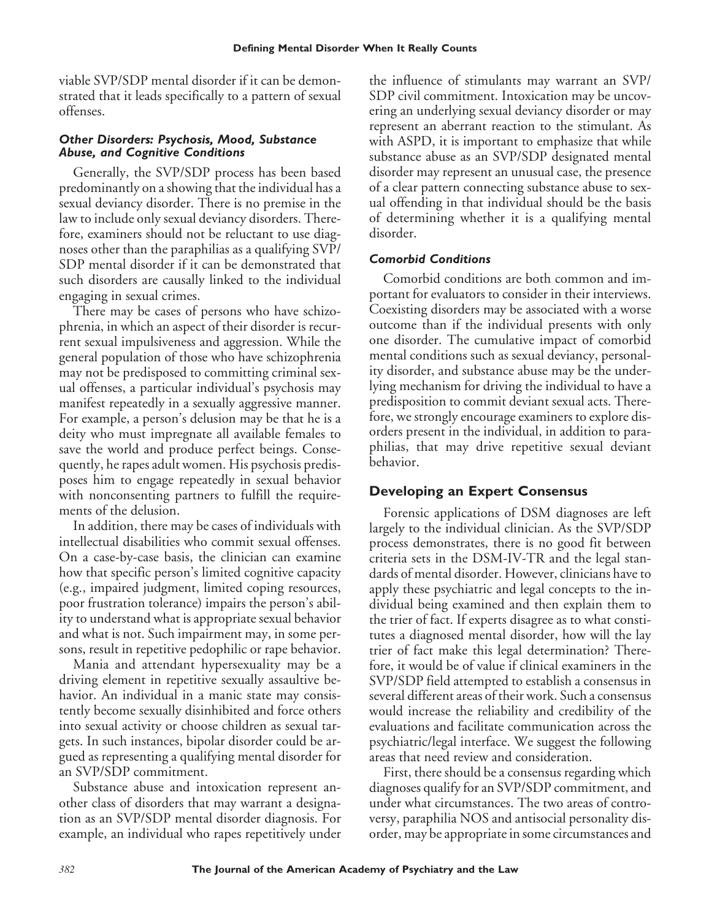viable SVP/SDP mental disorder if it can be demonstrated that it leads specifically to a pattern of sexual offenses.

### *Other Disorders: Psychosis, Mood, Substance Abuse, and Cognitive Conditions*

Generally, the SVP/SDP process has been based predominantly on a showing that the individual has a sexual deviancy disorder. There is no premise in the law to include only sexual deviancy disorders. Therefore, examiners should not be reluctant to use diagnoses other than the paraphilias as a qualifying SVP/SDP mental disorder if it can be demonstrated that such disorders are causally linked to the individual engaging in sexual crimes.

There may be cases of persons who have schizophrenia, in which an aspect of their disorder is recurrent sexual impulsiveness and aggression. While the general population of those who have schizophrenia may not be predisposed to committing criminal sexual offenses, a particular individual's psychosis may manifest repeatedly in a sexually aggressive manner. For example, a person's delusion may be that he is a deity who must impregnate all available females to save the world and produce perfect beings. Consequently, he rapes adult women. His psychosis predisposes him to engage repeatedly in sexual behavior with nonconsenting partners to fulfill the requirements of the delusion.

In addition, there may be cases of individuals with intellectual disabilities who commit sexual offenses. On a case-by-case basis, the clinician can examine how that specific person's limited cognitive capacity (e.g., impaired judgment, limited coping resources, poor frustration tolerance) impairs the person's ability to understand what is appropriate sexual behavior and what is not. Such impairment may, in some persons, result in repetitive pedophilic or rape behavior.

Mania and attendant hypersexuality may be a driving element in repetitive sexually assaultive behavior. An individual in a manic state may consistently become sexually disinhibited and force others into sexual activity or choose children as sexual targets. In such instances, bipolar disorder could be argued as representing a qualifying mental disorder for an SVP/SDP commitment.

Substance abuse and intoxication represent another class of disorders that may warrant a designation as an SVP/SDP mental disorder diagnosis. For example, an individual who rapes repetitively under the influence of stimulants may warrant an SVP/SDP civil commitment. Intoxication may be uncovering an underlying sexual deviancy disorder or may represent an aberrant reaction to the stimulant. As with ASPD, it is important to emphasize that while substance abuse as an SVP/SDP designated mental disorder may represent an unusual case, the presence of a clear pattern connecting substance abuse to sexual offending in that individual should be the basis of determining whether it is a qualifying mental disorder.

### *Comorbid Conditions*

Comorbid conditions are both common and important for evaluators to consider in their interviews. Coexisting disorders may be associated with a worse outcome than if the individual presents with only one disorder. The cumulative impact of comorbid mental conditions such as sexual deviancy, personality disorder, and substance abuse may be the underlying mechanism for driving the individual to have a predisposition to commit deviant sexual acts. Therefore, we strongly encourage examiners to explore disorders present in the individual, in addition to paraphilias, that may drive repetitive sexual deviant behavior.

## Developing an Expert Consensus

Forensic applications of DSM diagnoses are left largely to the individual clinician. As the SVP/SDP process demonstrates, there is no good fit between criteria sets in the DSM-IV-TR and the legal standards of mental disorder. However, clinicians have to apply these psychiatric and legal concepts to the individual being examined and then explain them to the trier of fact. If experts disagree as to what constitutes a diagnosed mental disorder, how will the lay trier of fact make this legal determination? Therefore, it would be of value if clinical examiners in the SVP/SDP field attempted to establish a consensus in several different areas of their work. Such a consensus would increase the reliability and credibility of the evaluations and facilitate communication across the psychiatric/legal interface. We suggest the following areas that need review and consideration.

First, there should be a consensus regarding which diagnoses qualify for an SVP/SDP commitment, and under what circumstances. The two areas of controversy, paraphilia NOS and antisocial personality disorder, may be appropriate in some circumstances and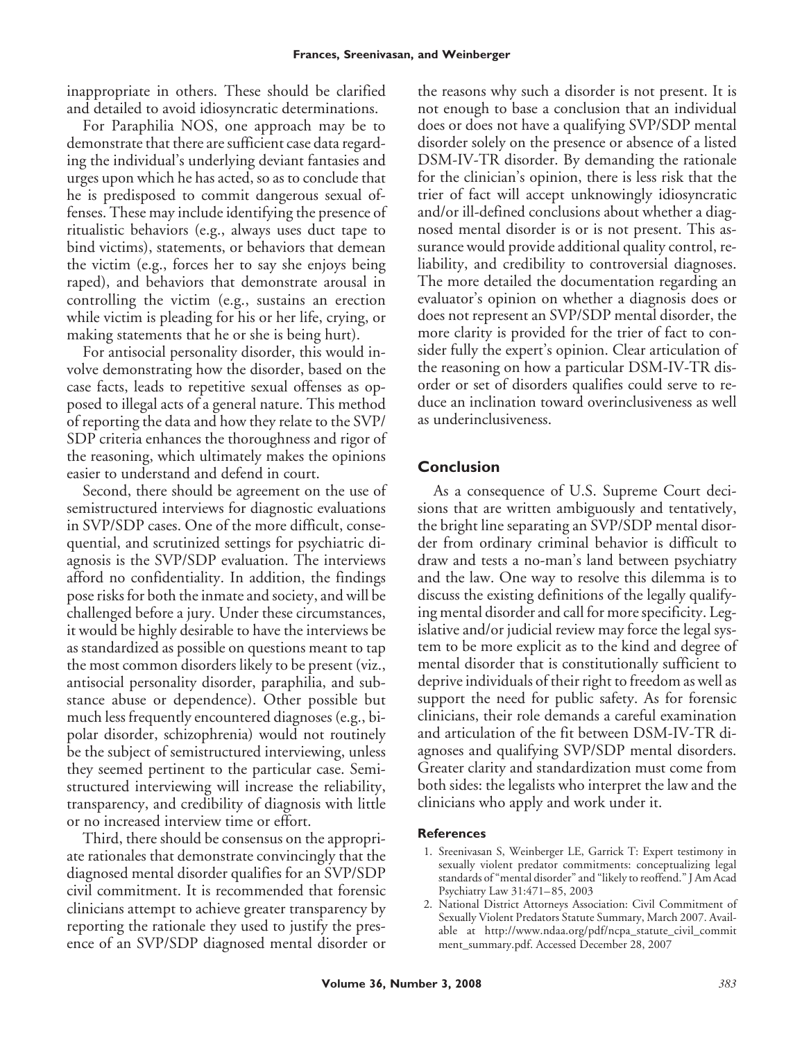inappropriate in others. These should be clarified and detailed to avoid idiosyncratic determinations.

For Paraphilia NOS, one approach may be to demonstrate that there are sufficient case data regarding the individual's underlying deviant fantasies and urges upon which he has acted, so as to conclude that he is predisposed to commit dangerous sexual offenses. These may include identifying the presence of ritualistic behaviors (e.g., always uses duct tape to bind victims), statements, or behaviors that demean the victim (e.g., forces her to say she enjoys being raped), and behaviors that demonstrate arousal in controlling the victim (e.g., sustains an erection while victim is pleading for his or her life, crying, or making statements that he or she is being hurt).

For antisocial personality disorder, this would involve demonstrating how the disorder, based on the case facts, leads to repetitive sexual offenses as opposed to illegal acts of a general nature. This method of reporting the data and how they relate to the SVP/SDP criteria enhances the thoroughness and rigor of the reasoning, which ultimately makes the opinions easier to understand and defend in court.

Second, there should be agreement on the use of semistructured interviews for diagnostic evaluations in SVP/SDP cases. One of the more difficult, consequential, and scrutinized settings for psychiatric diagnosis is the SVP/SDP evaluation. The interviews afford no confidentiality. In addition, the findings pose risks for both the inmate and society, and will be challenged before a jury. Under these circumstances, it would be highly desirable to have the interviews be as standardized as possible on questions meant to tap the most common disorders likely to be present (viz., antisocial personality disorder, paraphilia, and substance abuse or dependence). Other possible but much less frequently encountered diagnoses (e.g., bipolar disorder, schizophrenia) would not routinely be the subject of semistructured interviewing, unless they seemed pertinent to the particular case. Semistructured interviewing will increase the reliability, transparency, and credibility of diagnosis with little or no increased interview time or effort.

Third, there should be consensus on the appropriate rationales that demonstrate convincingly that the diagnosed mental disorder qualifies for an SVP/SDP civil commitment. It is recommended that forensic clinicians attempt to achieve greater transparency by reporting the rationale they used to justify the presence of an SVP/SDP diagnosed mental disorder or the reasons why such a disorder is not present. It is not enough to base a conclusion that an individual does or does not have a qualifying SVP/SDP mental disorder solely on the presence or absence of a listed DSM-IV-TR disorder. By demanding the rationale for the clinician's opinion, there is less risk that the trier of fact will accept unknowingly idiosyncratic and/or ill-defined conclusions about whether a diagnosed mental disorder is or is not present. This assurance would provide additional quality control, reliability, and credibility to controversial diagnoses. The more detailed the documentation regarding an evaluator's opinion on whether a diagnosis does or does not represent an SVP/SDP mental disorder, the more clarity is provided for the trier of fact to consider fully the expert's opinion. Clear articulation of the reasoning on how a particular DSM-IV-TR disorder or set of disorders qualifies could serve to reduce an inclination toward overinclusiveness as well as underinclusiveness.

## Conclusion

As a consequence of U.S. Supreme Court decisions that are written ambiguously and tentatively, the bright line separating an SVP/SDP mental disorder from ordinary criminal behavior is difficult to draw and tests a no-man's land between psychiatry and the law. One way to resolve this dilemma is to discuss the existing definitions of the legally qualifying mental disorder and call for more specificity. Legislative and/or judicial review may force the legal system to be more explicit as to the kind and degree of mental disorder that is constitutionally sufficient to deprive individuals of their right to freedom as well as support the need for public safety. As for forensic clinicians, their role demands a careful examination and articulation of the fit between DSM-IV-TR diagnoses and qualifying SVP/SDP mental disorders. Greater clarity and standardization must come from both sides: the legalists who interpret the law and the clinicians who apply and work under it.

### References

1. Sreenivasan S, Weinberger LE, Garrick T: Expert testimony in sexually violent predator commitments: conceptualizing legal standards of "mental disorder" and "likely to reoffend." J Am Acad Psychiatry Law 31:471–85, 2003
2. National District Attorneys Association: Civil Commitment of Sexually Violent Predators Statute Summary, March 2007. Available at http://www.ndaa.org/pdf/ncpa_statute_civil_commitment_summary.pdf. Accessed December 28, 2007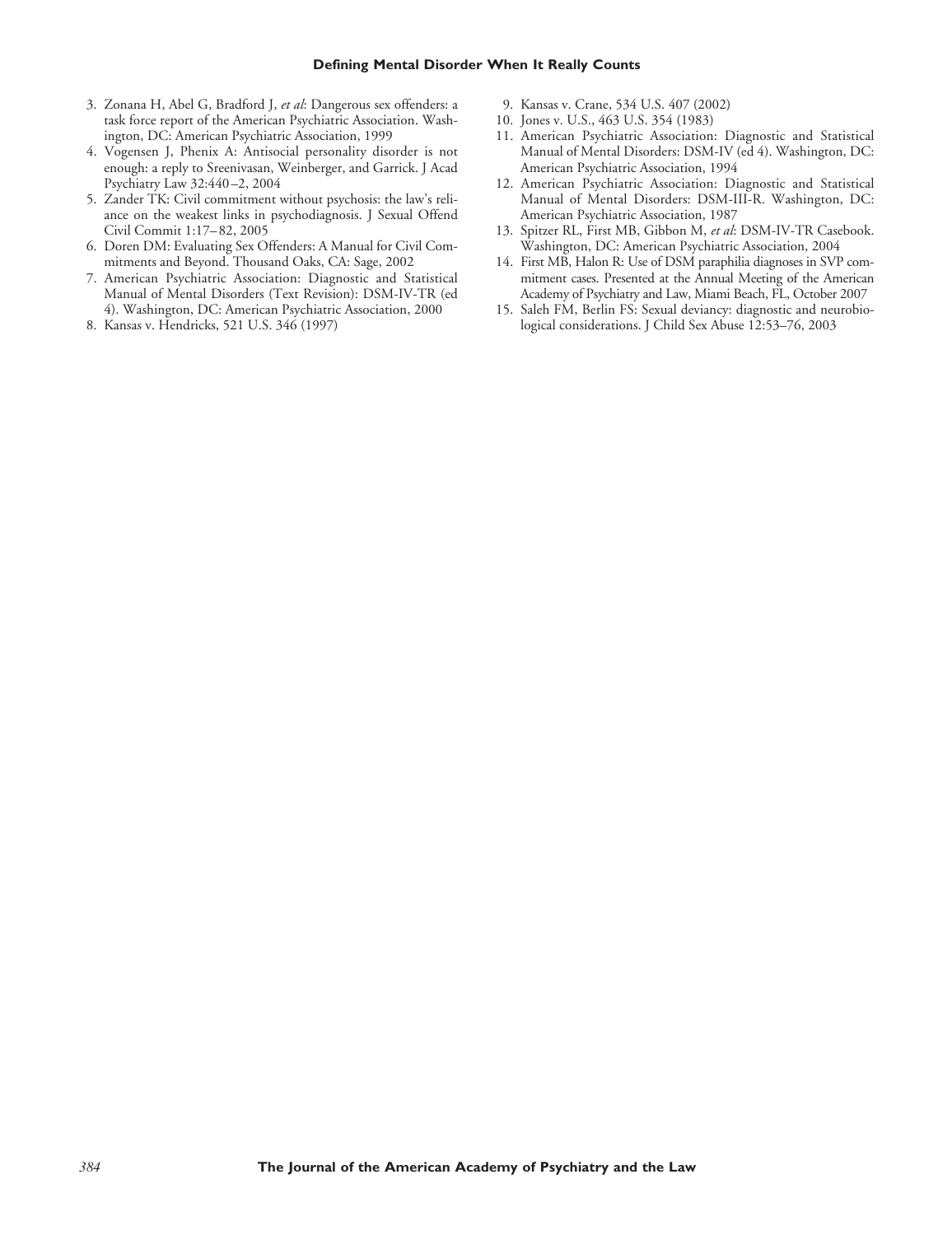3. Zonana H, Abel G, Bradford J, *et al*: Dangerous sex offenders: a task force report of the American Psychiatric Association. Washington, DC: American Psychiatric Association, 1999
4. Vogensen J, Phenix A: Antisocial personality disorder is not enough: a reply to Sreenivasan, Weinberger, and Garrick. J Acad Psychiatry Law 32:440–2, 2004
5. Zander TK: Civil commitment without psychosis: the law's reliance on the weakest links in psychodiagnosis. J Sexual Offend Civil Commit 1:17–82, 2005
6. Doren DM: Evaluating Sex Offenders: A Manual for Civil Commitments and Beyond. Thousand Oaks, CA: Sage, 2002
7. American Psychiatric Association: Diagnostic and Statistical Manual of Mental Disorders (Text Revision): DSM-IV-TR (ed 4). Washington, DC: American Psychiatric Association, 2000
8. Kansas v. Hendricks, 521 U.S. 346 (1997)
9. Kansas v. Crane, 534 U.S. 407 (2002)
10. Jones v. U.S., 463 U.S. 354 (1983)
11. American Psychiatric Association: Diagnostic and Statistical Manual of Mental Disorders: DSM-IV (ed 4). Washington, DC: American Psychiatric Association, 1994
12. American Psychiatric Association: Diagnostic and Statistical Manual of Mental Disorders: DSM-III-R. Washington, DC: American Psychiatric Association, 1987
13. Spitzer RL, First MB, Gibbon M, *et al*: DSM-IV-TR Casebook. Washington, DC: American Psychiatric Association, 2004
14. First MB, Halon R: Use of DSM paraphilia diagnoses in SVP commitment cases. Presented at the Annual Meeting of the American Academy of Psychiatry and Law, Miami Beach, FL, October 2007
15. Saleh FM, Berlin FS: Sexual deviancy: diagnostic and neurobiological considerations. J Child Sex Abuse 12:53–76, 2003